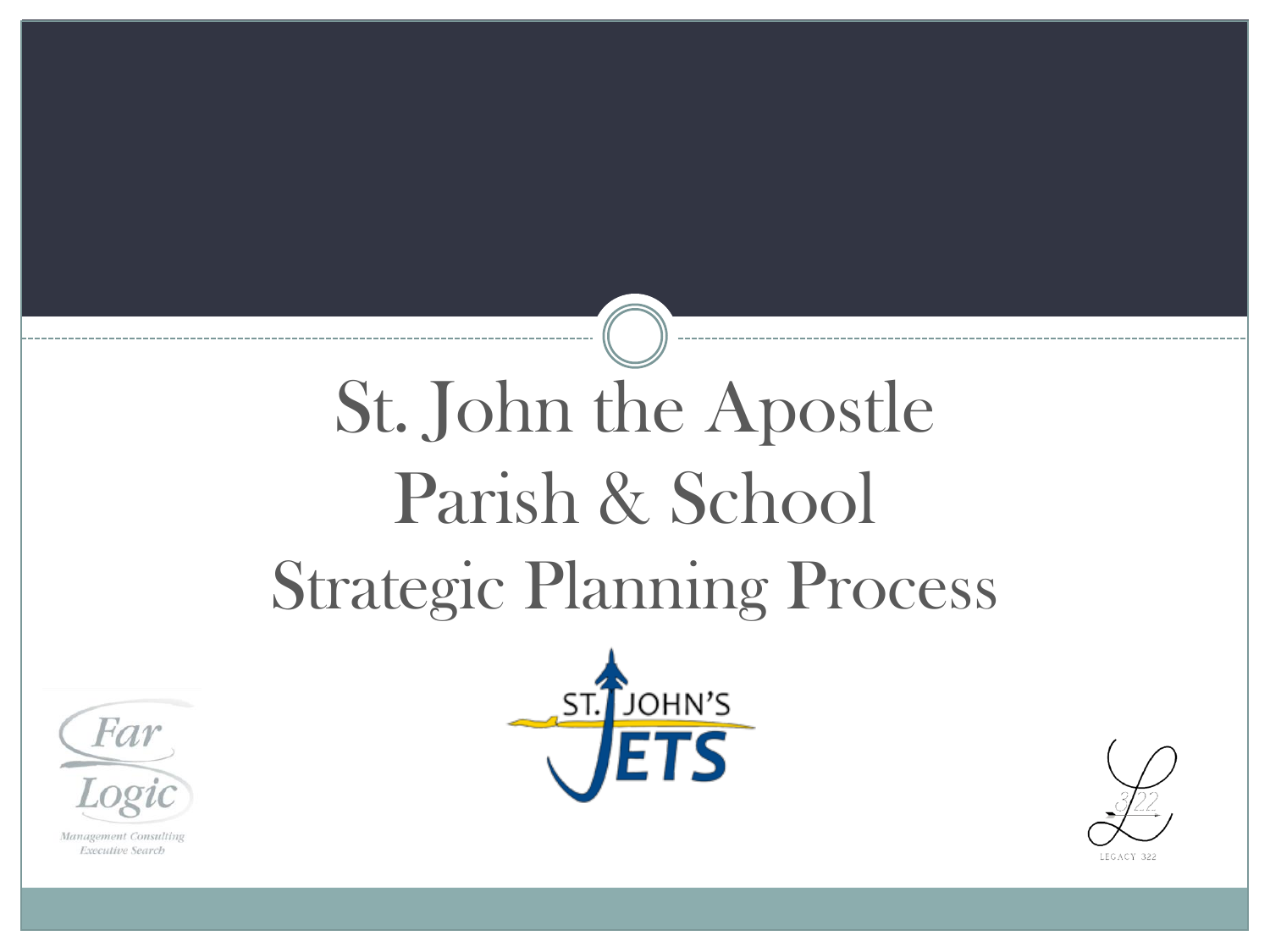# St. John the Apostle Parish & School Strategic Planning Process

Far Logic

Management Consulting
Executive Search

ST. JOHN'S JETS

LEGACY 322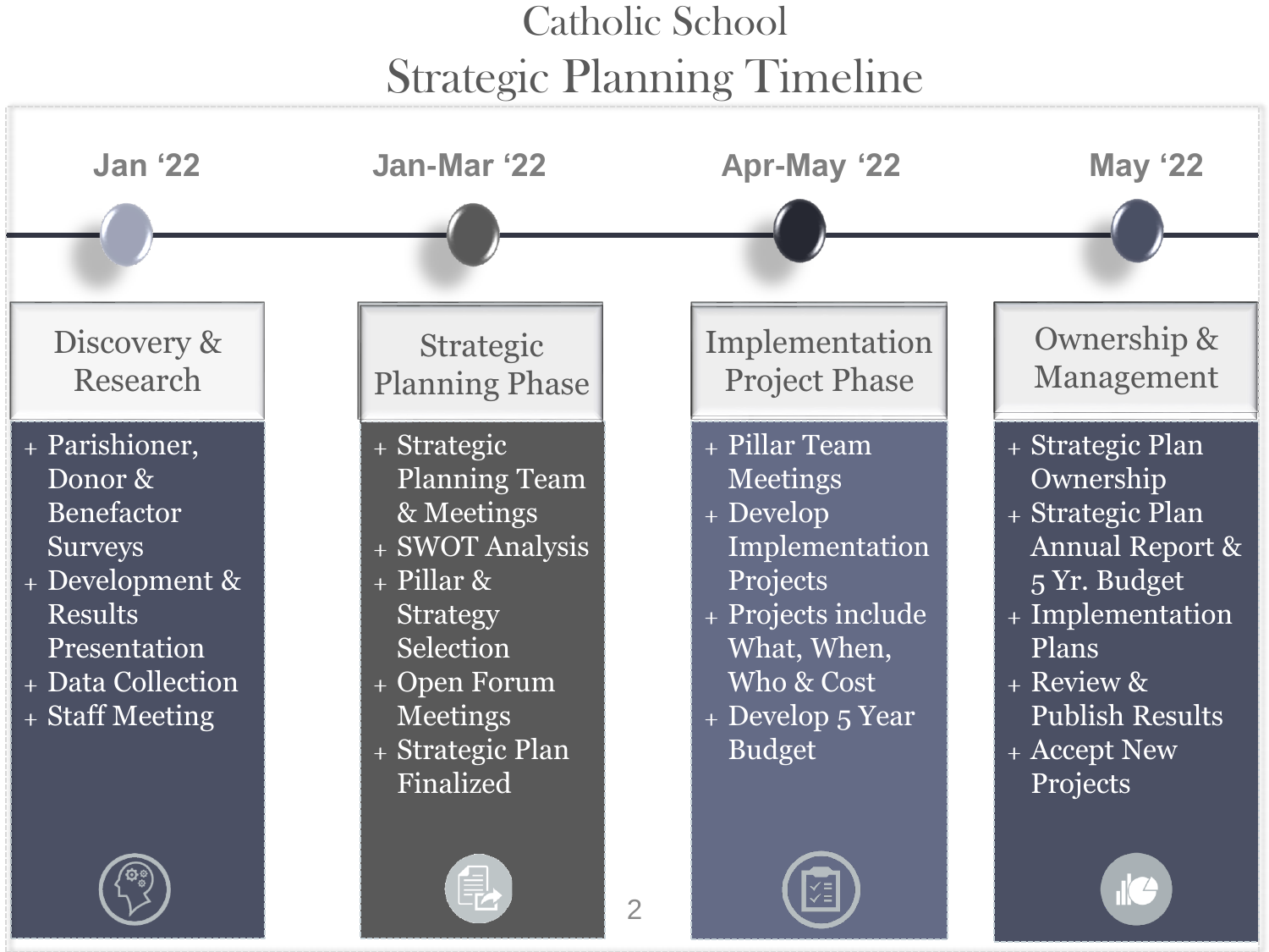# Catholic School

## Strategic Planning Timeline

### Jan '22 — Discovery & Research

- Parishioner, Donor & Benefactor Surveys
- Development & Results Presentation
- Data Collection
- Staff Meeting

### Jan-Mar '22 — Strategic Planning Phase

- Strategic Planning Team & Meetings
- SWOT Analysis
- Pillar & Strategy Selection
- Open Forum Meetings
- Strategic Plan Finalized

### Apr-May '22 — Implementation Project Phase

- Pillar Team Meetings
- Develop Implementation Projects
- Projects include What, When, Who & Cost
- Develop 5 Year Budget

### May '22 — Ownership & Management

- Strategic Plan Ownership
- Strategic Plan Annual Report & 5 Yr. Budget
- Implementation Plans
- Review & Publish Results
- Accept New Projects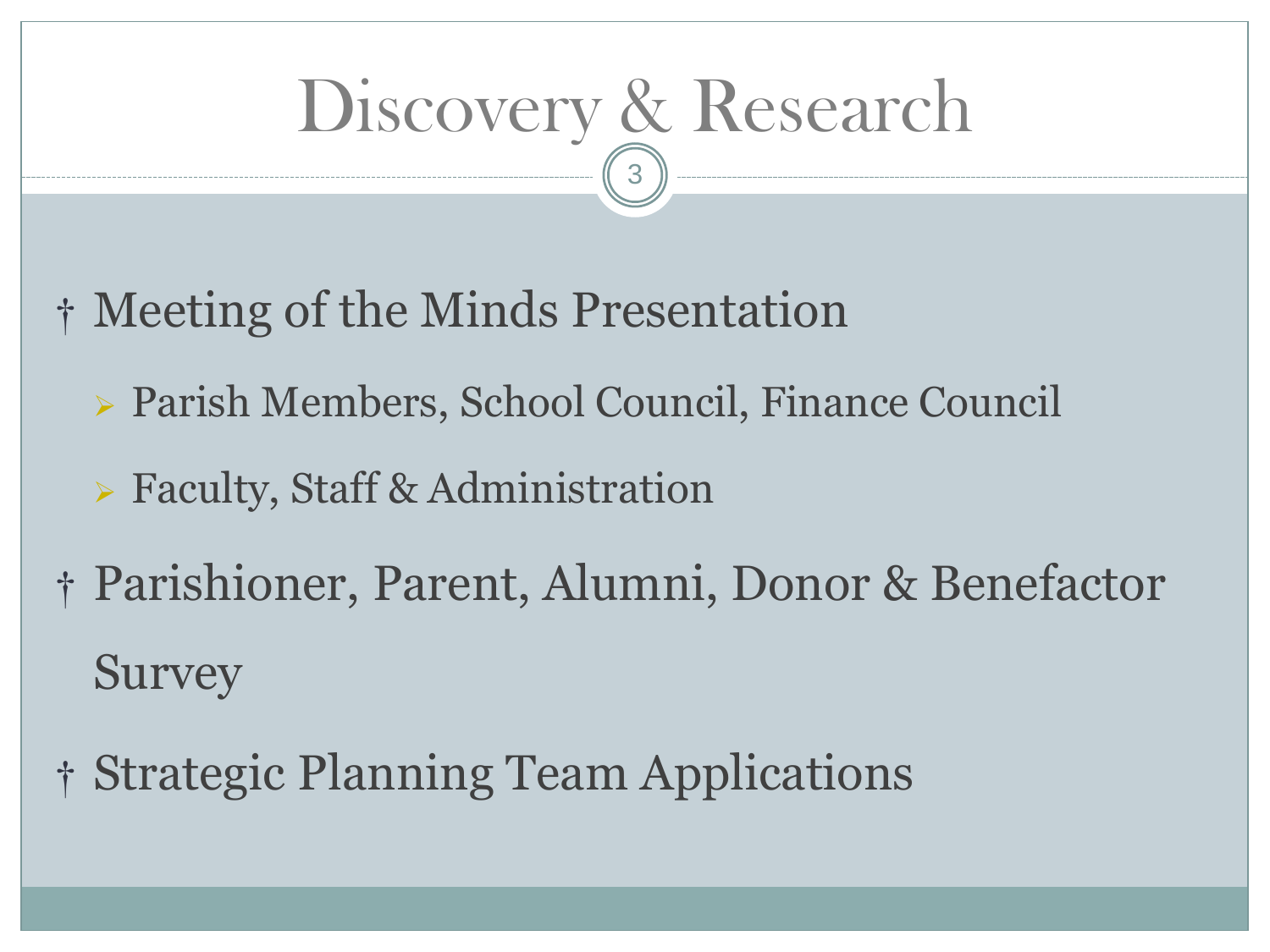# Discovery & Research

- Meeting of the Minds Presentation
  - Parish Members, School Council, Finance Council
  - Faculty, Staff & Administration
- Parishioner, Parent, Alumni, Donor & Benefactor Survey
- Strategic Planning Team Applications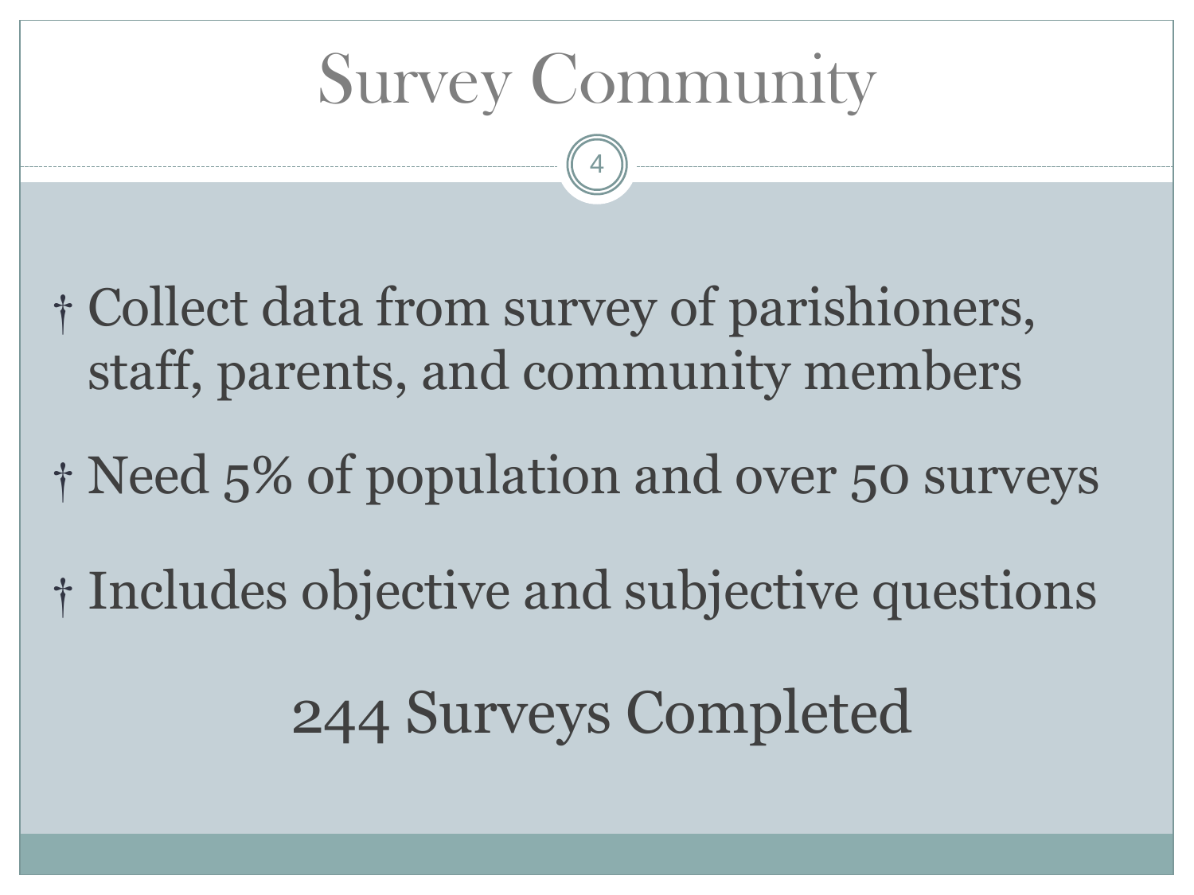# Survey Community

- Collect data from survey of parishioners, staff, parents, and community members
- Need 5% of population and over 50 surveys
- Includes objective and subjective questions

244 Surveys Completed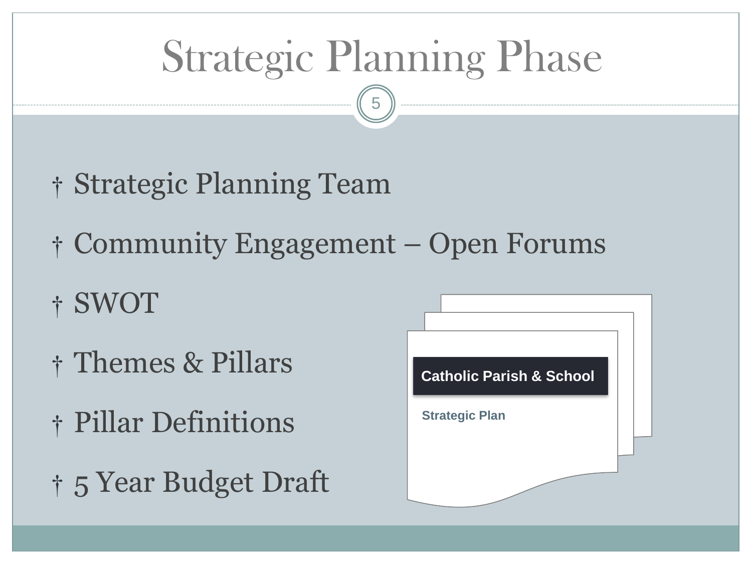# Strategic Planning Phase

- Strategic Planning Team
- Community Engagement – Open Forums
- SWOT
- Themes & Pillars
- Pillar Definitions
- 5 Year Budget Draft

**Catholic Parish & School**

**Strategic Plan**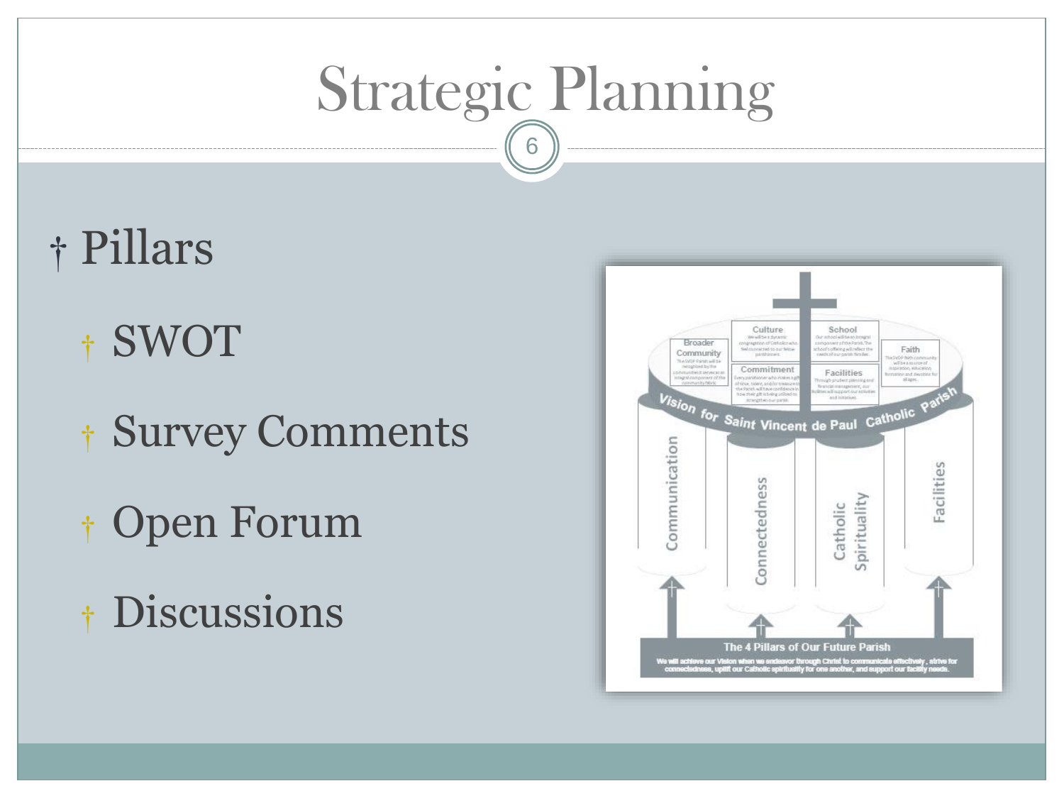# Strategic Planning

- Pillars
  - SWOT
  - Survey Comments
  - Open Forum
  - Discussions

Vision for Saint Vincent de Paul Catholic Parish

Broader Community | Culture | Commitment | School | Facilities | Faith

Communication | Connectedness | Catholic Spirituality | Facilities

**The 4 Pillars of Our Future Parish**

We will achieve our Vision when we endeavor through Christ to communicate effectively, strive for connectedness, uplift our Catholic spirituality for one another, and support our facility needs.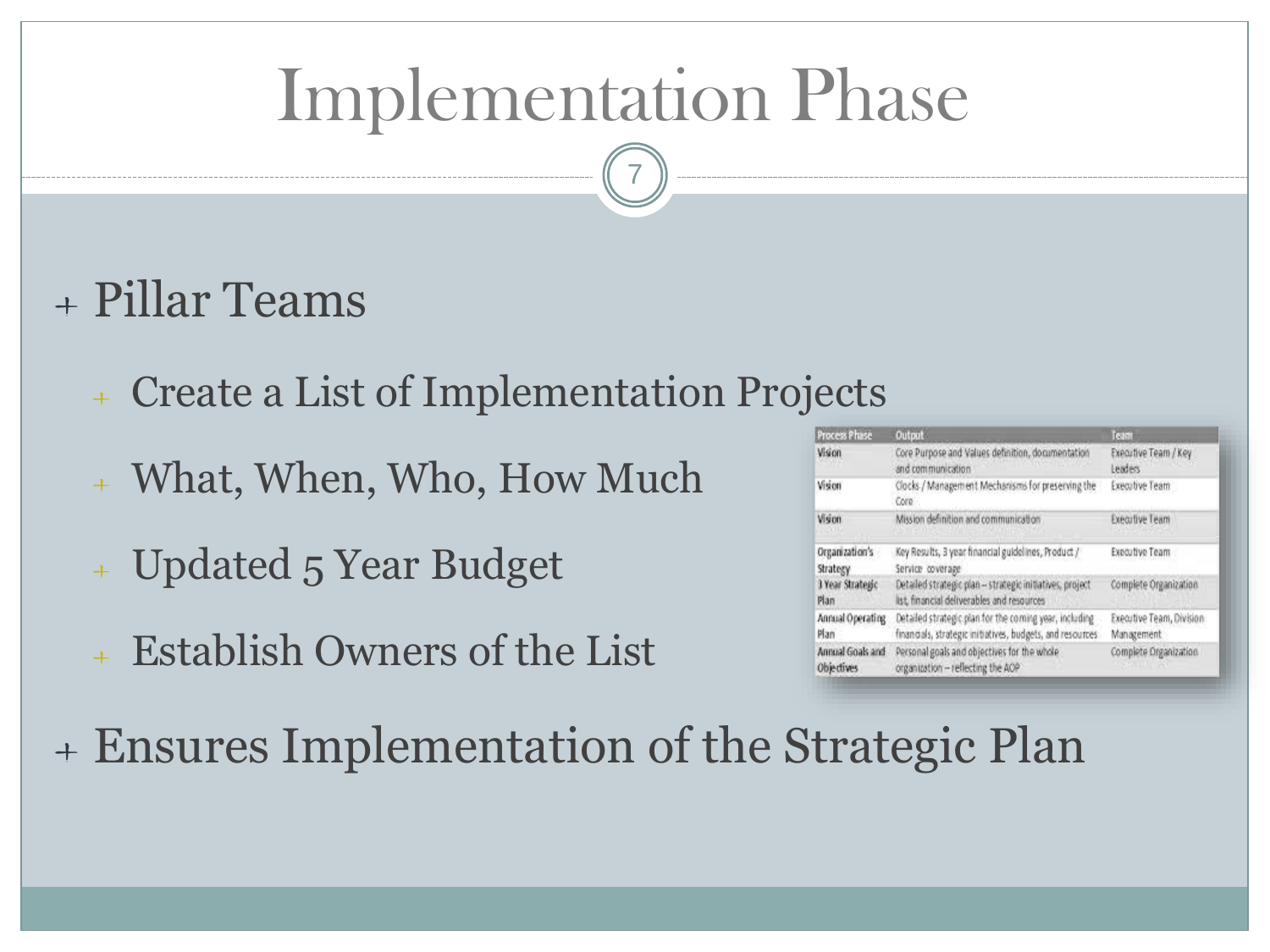# Implementation Phase

- Pillar Teams
  - Create a List of Implementation Projects
  - What, When, Who, How Much
  - Updated 5 Year Budget
  - Establish Owners of the List
- Ensures Implementation of the Strategic Plan

| Process Phase | Output | Team |
|---|---|---|
| Vision | Core Purpose and Values definition, documentation and communication | Executive Team / Key Leaders |
| Vision | Clocks / Management Mechanisms for preserving the Core | Executive Team |
| Vision | Mission definition and communication | Executive Team |
| Organization's Strategy | Key Results, 3 year financial guidelines, Product / Service coverage | Executive Team |
| 3 Year Strategic Plan | Detailed strategic plan – strategic initiatives, project list, financial deliverables and resources | Complete Organization |
| Annual Operating Plan | Detailed strategic plan for the coming year, including financials, strategic initiatives, budgets, and resources | Executive Team, Division Management |
| Annual Goals and Objectives | Personal goals and objectives for the whole organization – reflecting the AOP | Complete Organization |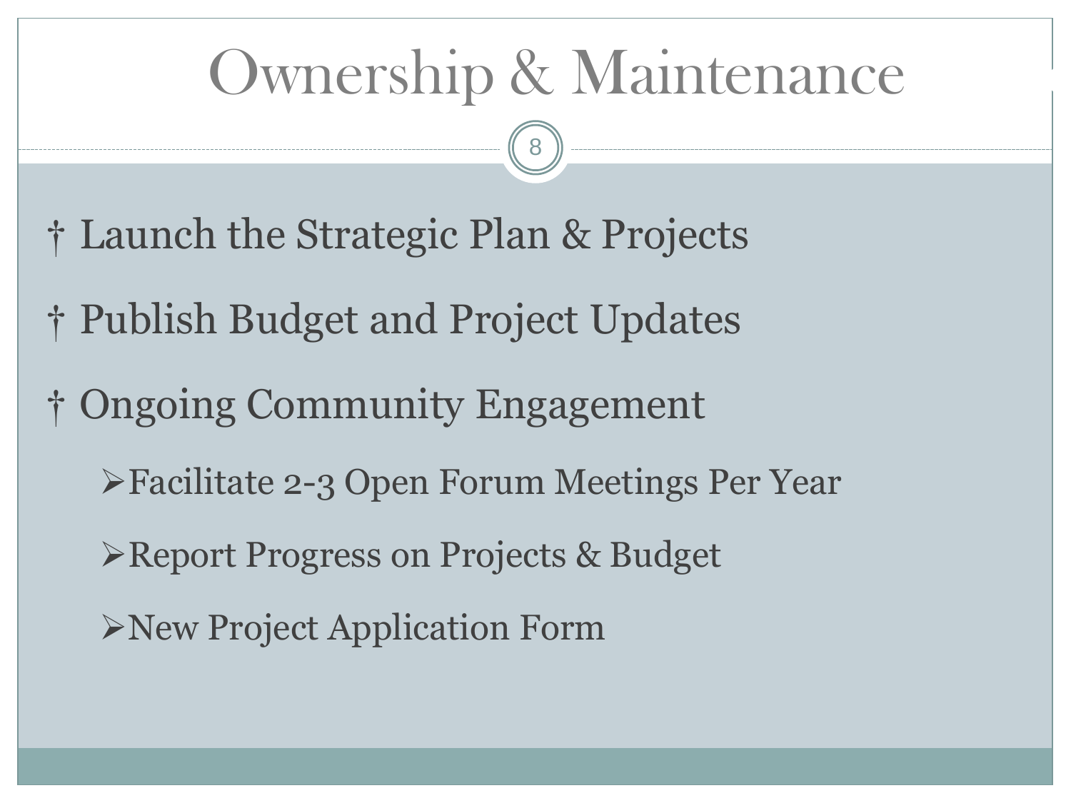# Ownership & Maintenance

- Launch the Strategic Plan & Projects
- Publish Budget and Project Updates
- Ongoing Community Engagement
  - Facilitate 2-3 Open Forum Meetings Per Year
  - Report Progress on Projects & Budget
  - New Project Application Form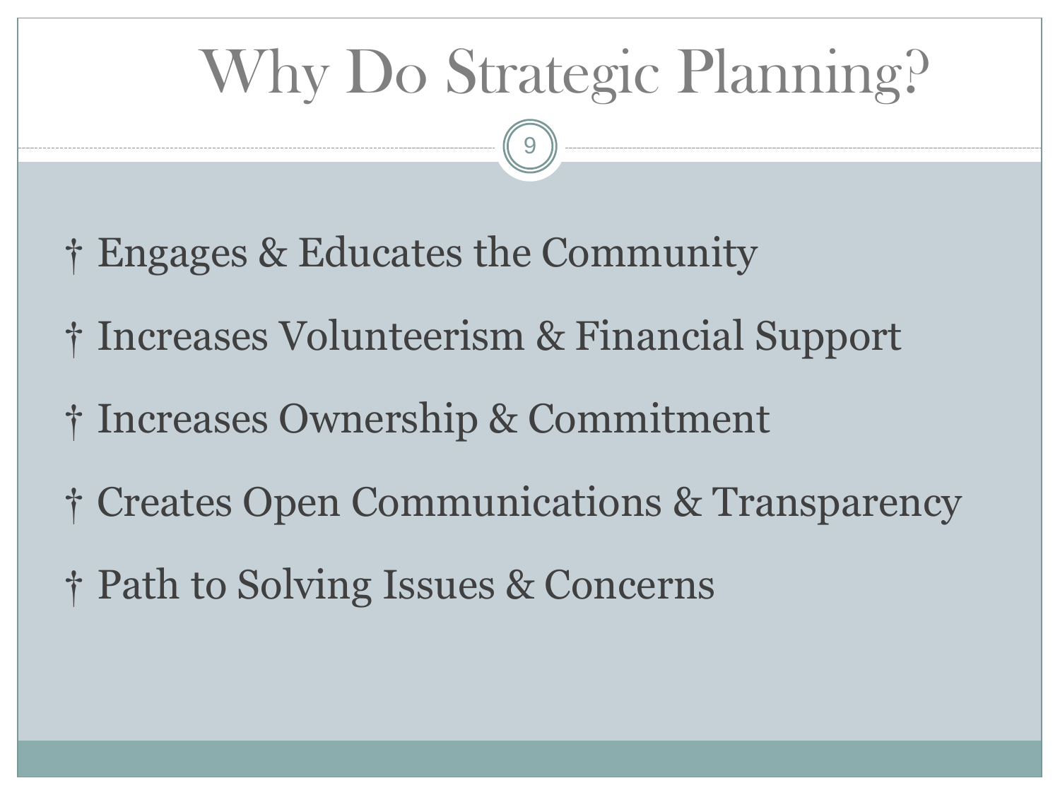# Why Do Strategic Planning?

- Engages & Educates the Community
- Increases Volunteerism & Financial Support
- Increases Ownership & Commitment
- Creates Open Communications & Transparency
- Path to Solving Issues & Concerns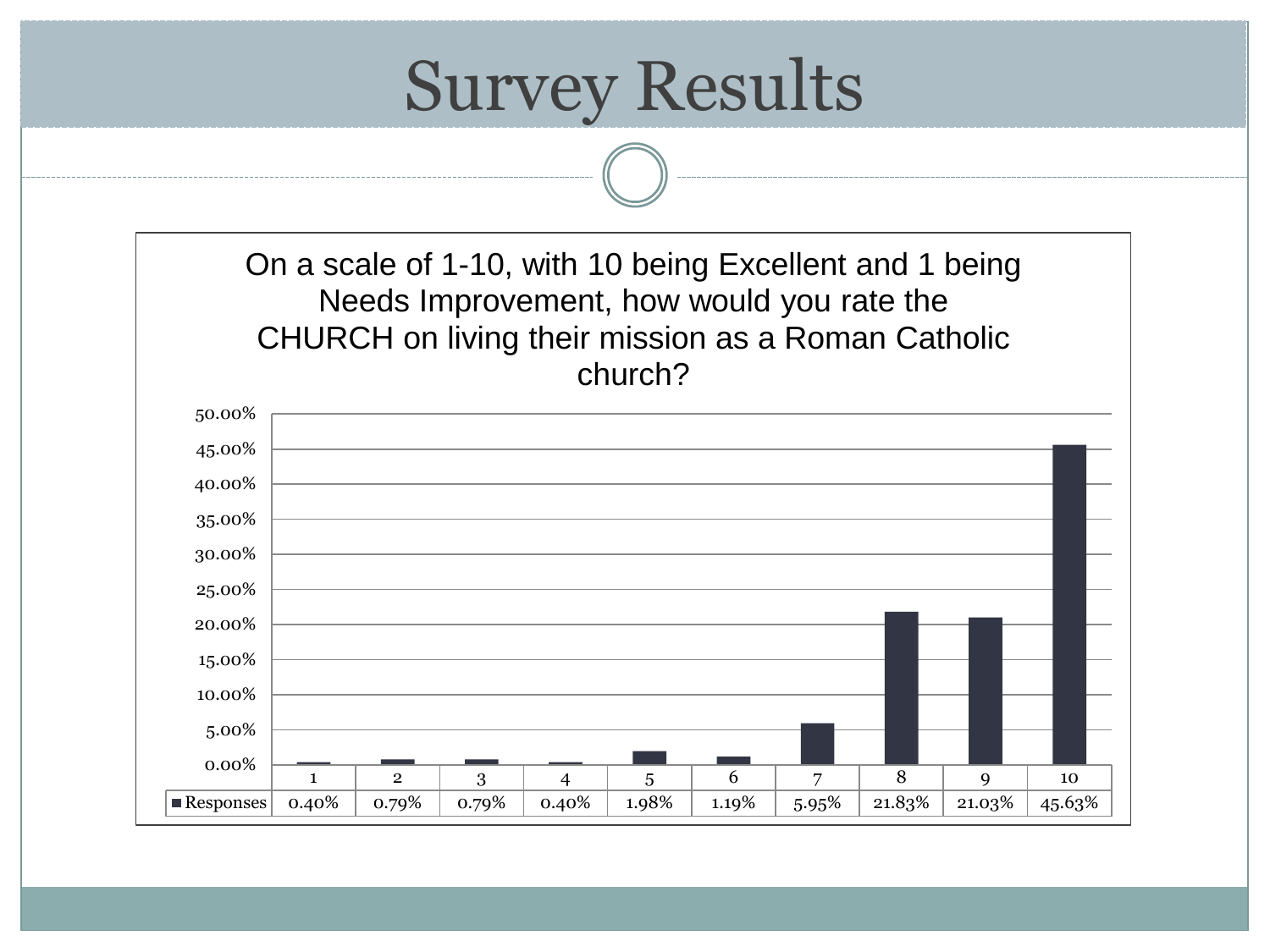# Survey Results

On a scale of 1-10, with 10 being Excellent and 1 being Needs Improvement, how would you rate the CHURCH on living their mission as a Roman Catholic church?

| | 1 | 2 | 3 | 4 | 5 | 6 | 7 | 8 | 9 | 10 |
|---|---|---|---|---|---|---|---|---|---|---|
| Responses | 0.40% | 0.79% | 0.79% | 0.40% | 1.98% | 1.19% | 5.95% | 21.83% | 21.03% | 45.63% |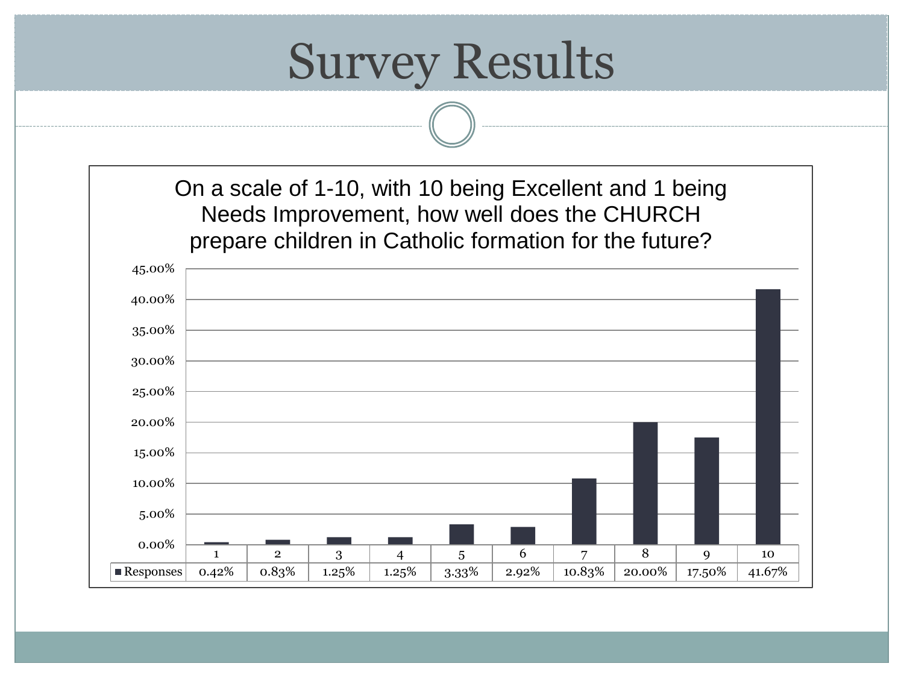# Survey Results

On a scale of 1-10, with 10 being Excellent and 1 being Needs Improvement, how well does the CHURCH prepare children in Catholic formation for the future?

| | 1 | 2 | 3 | 4 | 5 | 6 | 7 | 8 | 9 | 10 |
|---|---|---|---|---|---|---|---|---|---|---|
| Responses | 0.42% | 0.83% | 1.25% | 1.25% | 3.33% | 2.92% | 10.83% | 20.00% | 17.50% | 41.67% |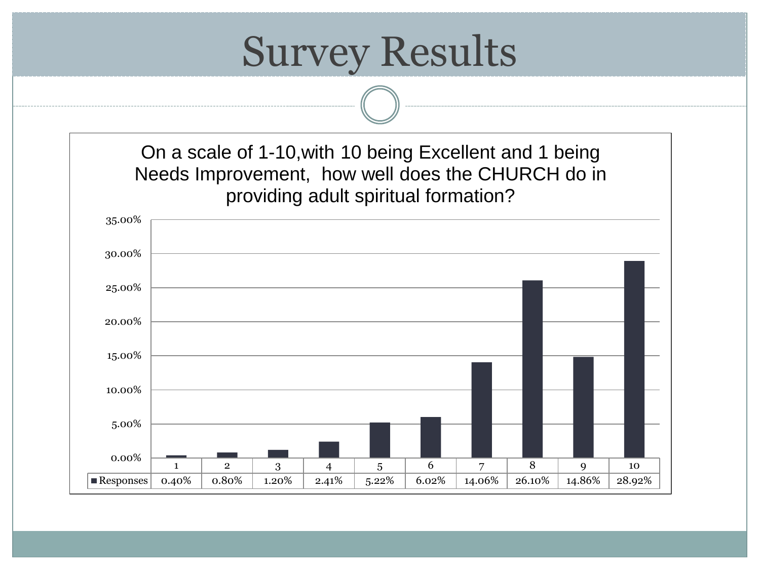# Survey Results

On a scale of 1-10,with 10 being Excellent and 1 being Needs Improvement, how well does the CHURCH do in providing adult spiritual formation?

| | 1 | 2 | 3 | 4 | 5 | 6 | 7 | 8 | 9 | 10 |
|---|---|---|---|---|---|---|---|---|---|---|
| Responses | 0.40% | 0.80% | 1.20% | 2.41% | 5.22% | 6.02% | 14.06% | 26.10% | 14.86% | 28.92% |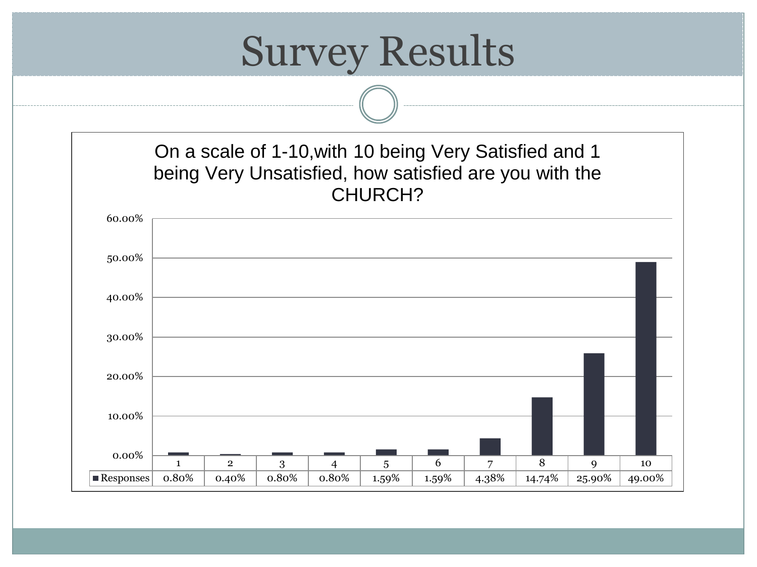# Survey Results

On a scale of 1-10,with 10 being Very Satisfied and 1 being Very Unsatisfied, how satisfied are you with the CHURCH?

| | 1 | 2 | 3 | 4 | 5 | 6 | 7 | 8 | 9 | 10 |
|---|---|---|---|---|---|---|---|---|---|---|
| Responses | 0.80% | 0.40% | 0.80% | 0.80% | 1.59% | 1.59% | 4.38% | 14.74% | 25.90% | 49.00% |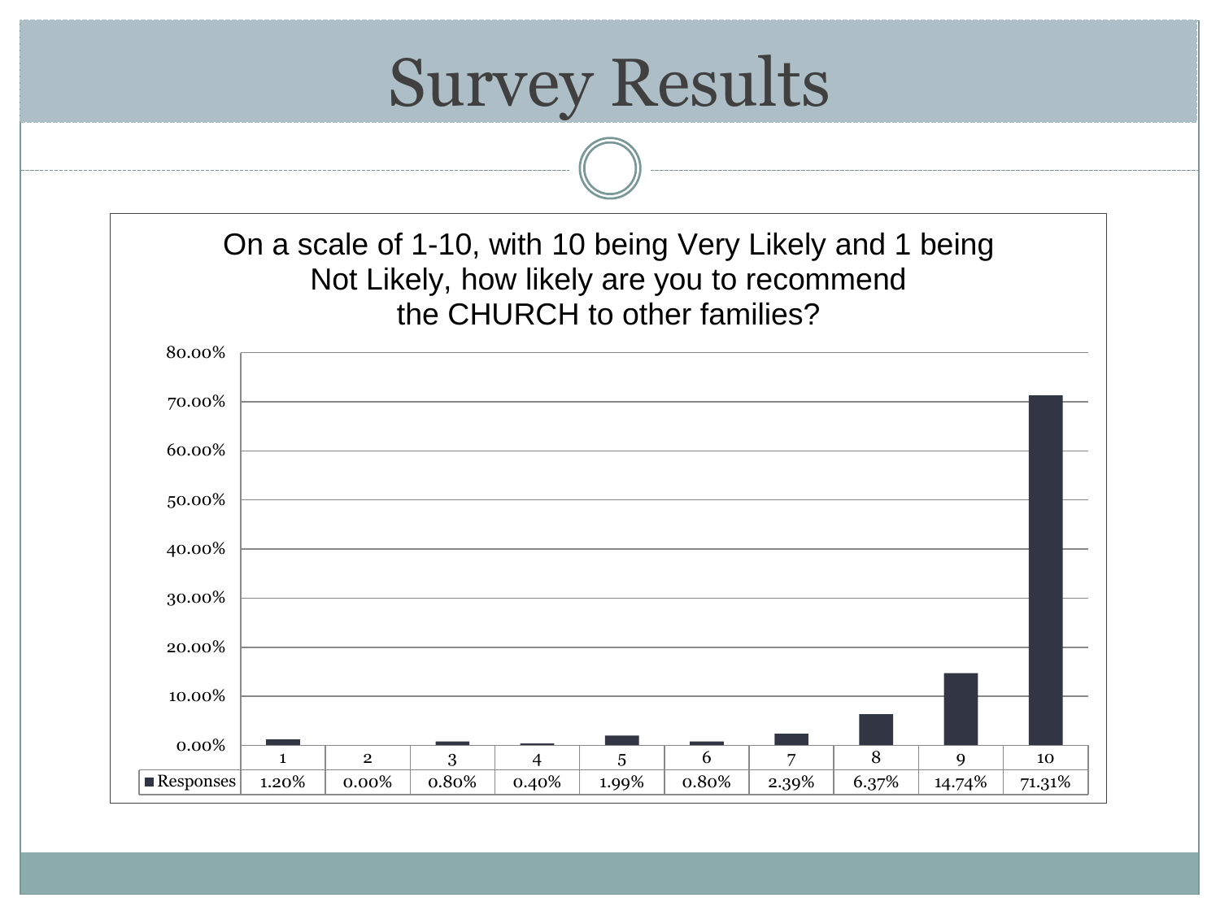# Survey Results

On a scale of 1-10, with 10 being Very Likely and 1 being Not Likely, how likely are you to recommend the CHURCH to other families?

| | 1 | 2 | 3 | 4 | 5 | 6 | 7 | 8 | 9 | 10 |
|---|---|---|---|---|---|---|---|---|---|---|
| Responses | 1.20% | 0.00% | 0.80% | 0.40% | 1.99% | 0.80% | 2.39% | 6.37% | 14.74% | 71.31% |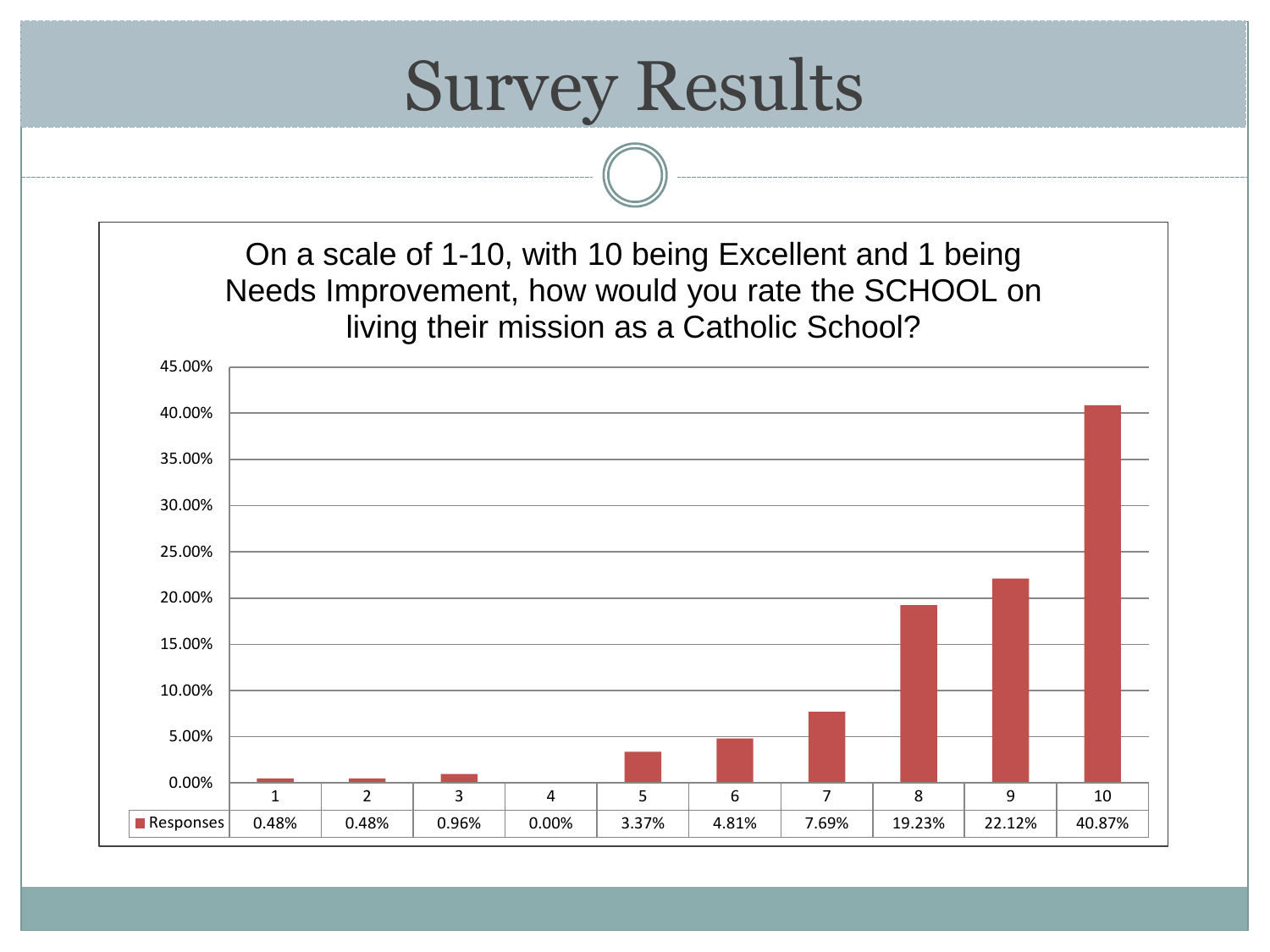# Survey Results

On a scale of 1-10, with 10 being Excellent and 1 being Needs Improvement, how would you rate the SCHOOL on living their mission as a Catholic School?

| | 1 | 2 | 3 | 4 | 5 | 6 | 7 | 8 | 9 | 10 |
|---|---|---|---|---|---|---|---|---|---|---|
| Responses | 0.48% | 0.48% | 0.96% | 0.00% | 3.37% | 4.81% | 7.69% | 19.23% | 22.12% | 40.87% |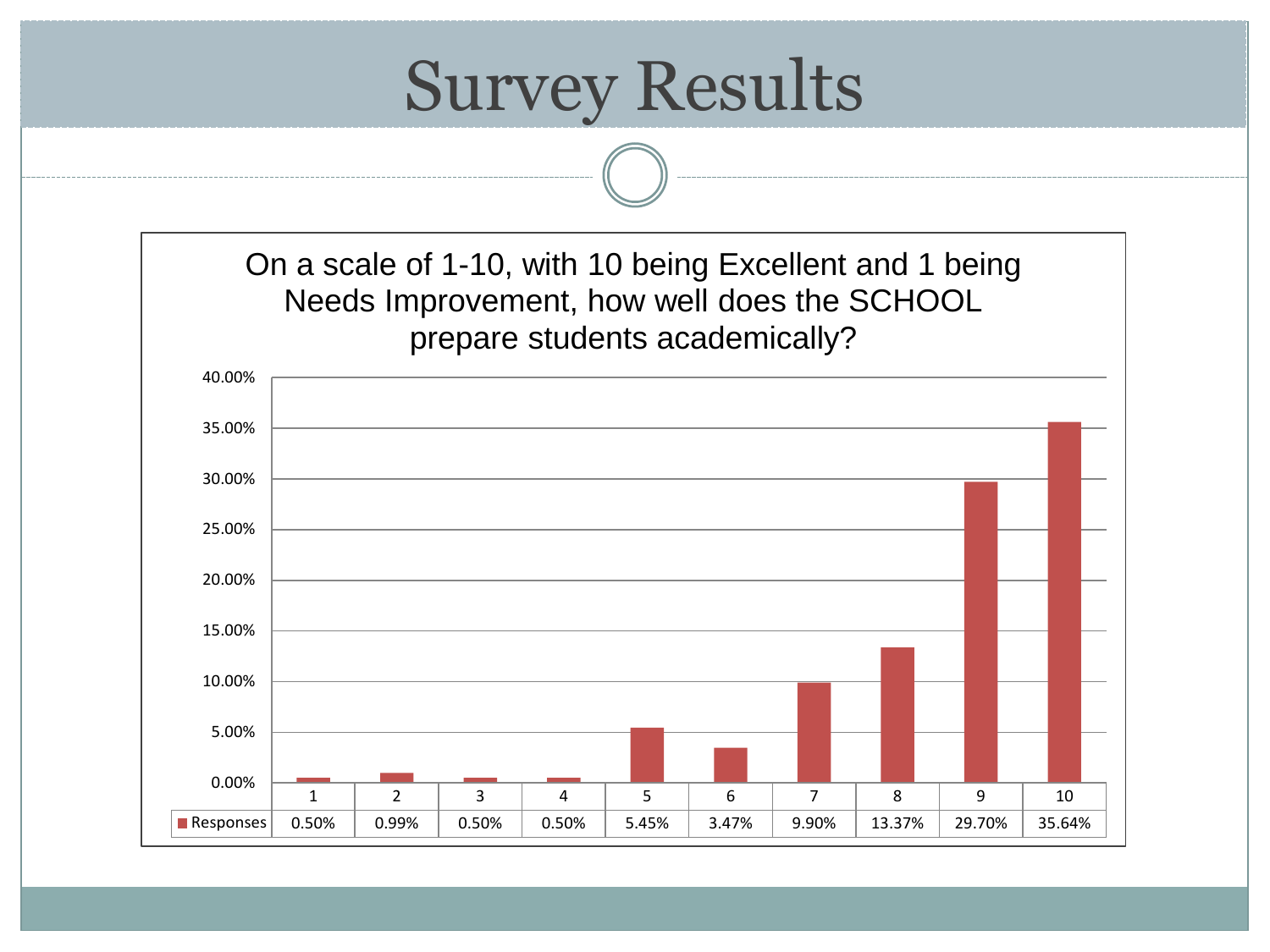# Survey Results

On a scale of 1-10, with 10 being Excellent and 1 being Needs Improvement, how well does the SCHOOL prepare students academically?

| | 1 | 2 | 3 | 4 | 5 | 6 | 7 | 8 | 9 | 10 |
|---|---|---|---|---|---|---|---|---|---|---|
| Responses | 0.50% | 0.99% | 0.50% | 0.50% | 5.45% | 3.47% | 9.90% | 13.37% | 29.70% | 35.64% |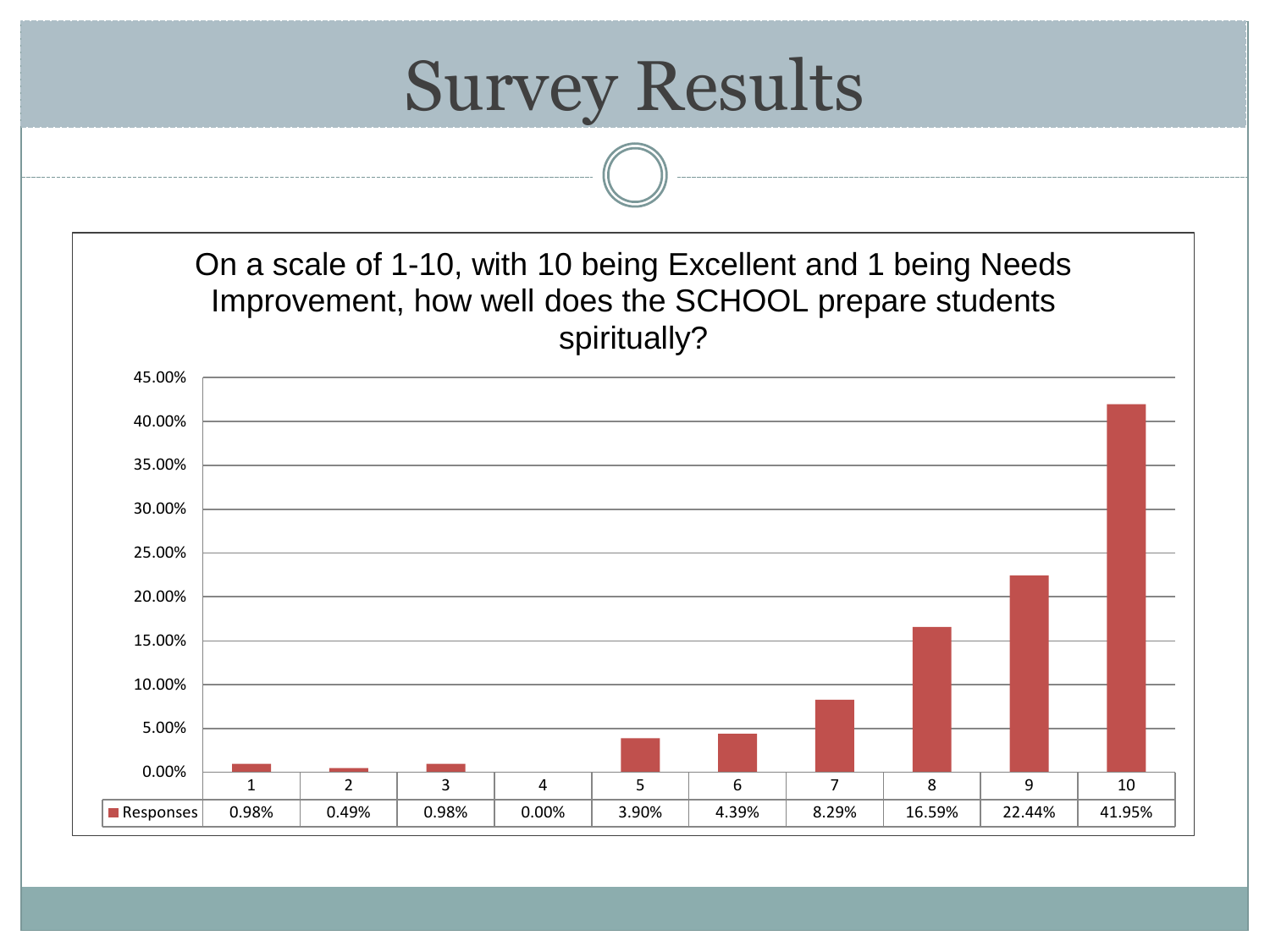# Survey Results

On a scale of 1-10, with 10 being Excellent and 1 being Needs Improvement, how well does the SCHOOL prepare students spiritually?

| | 1 | 2 | 3 | 4 | 5 | 6 | 7 | 8 | 9 | 10 |
|---|---|---|---|---|---|---|---|---|---|---|
| Responses | 0.98% | 0.49% | 0.98% | 0.00% | 3.90% | 4.39% | 8.29% | 16.59% | 22.44% | 41.95% |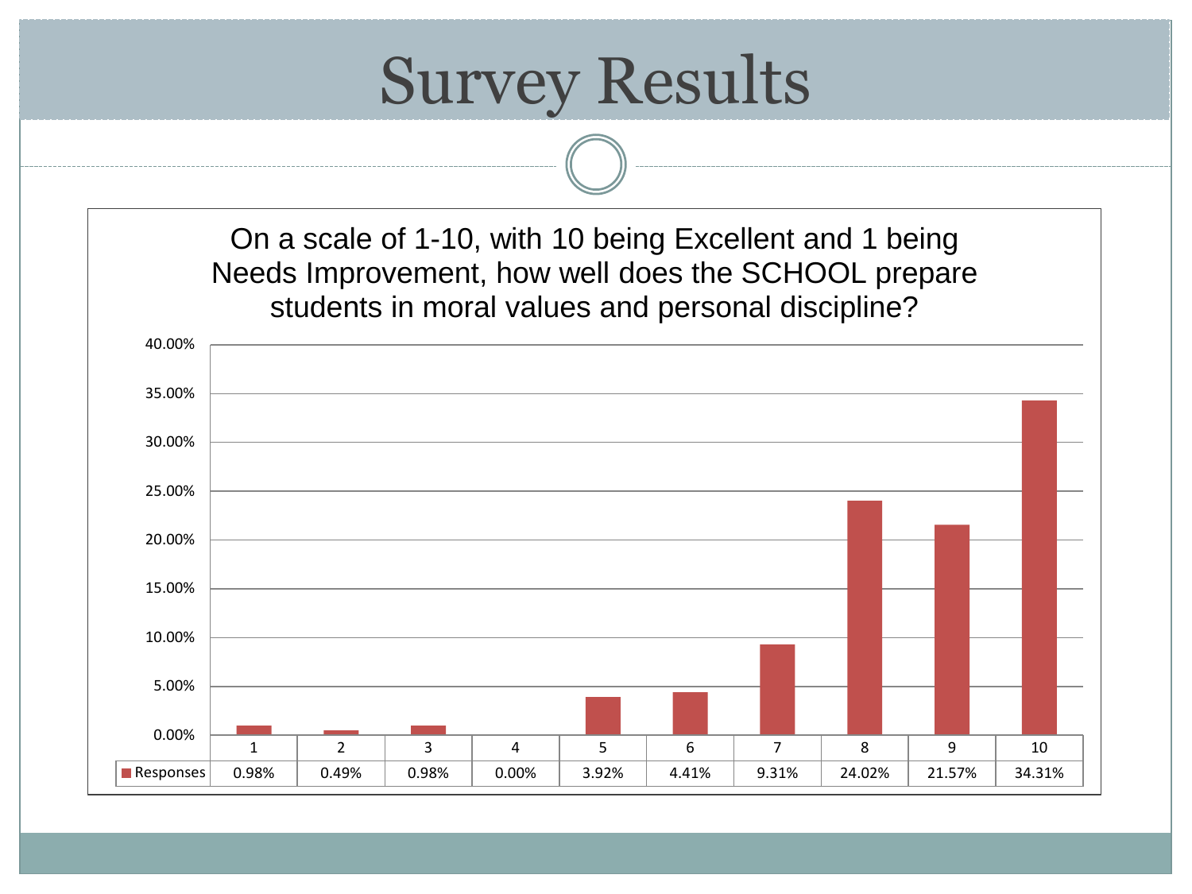# Survey Results

On a scale of 1-10, with 10 being Excellent and 1 being Needs Improvement, how well does the SCHOOL prepare students in moral values and personal discipline?

| | 1 | 2 | 3 | 4 | 5 | 6 | 7 | 8 | 9 | 10 |
|---|---|---|---|---|---|---|---|---|---|---|
| Responses | 0.98% | 0.49% | 0.98% | 0.00% | 3.92% | 4.41% | 9.31% | 24.02% | 21.57% | 34.31% |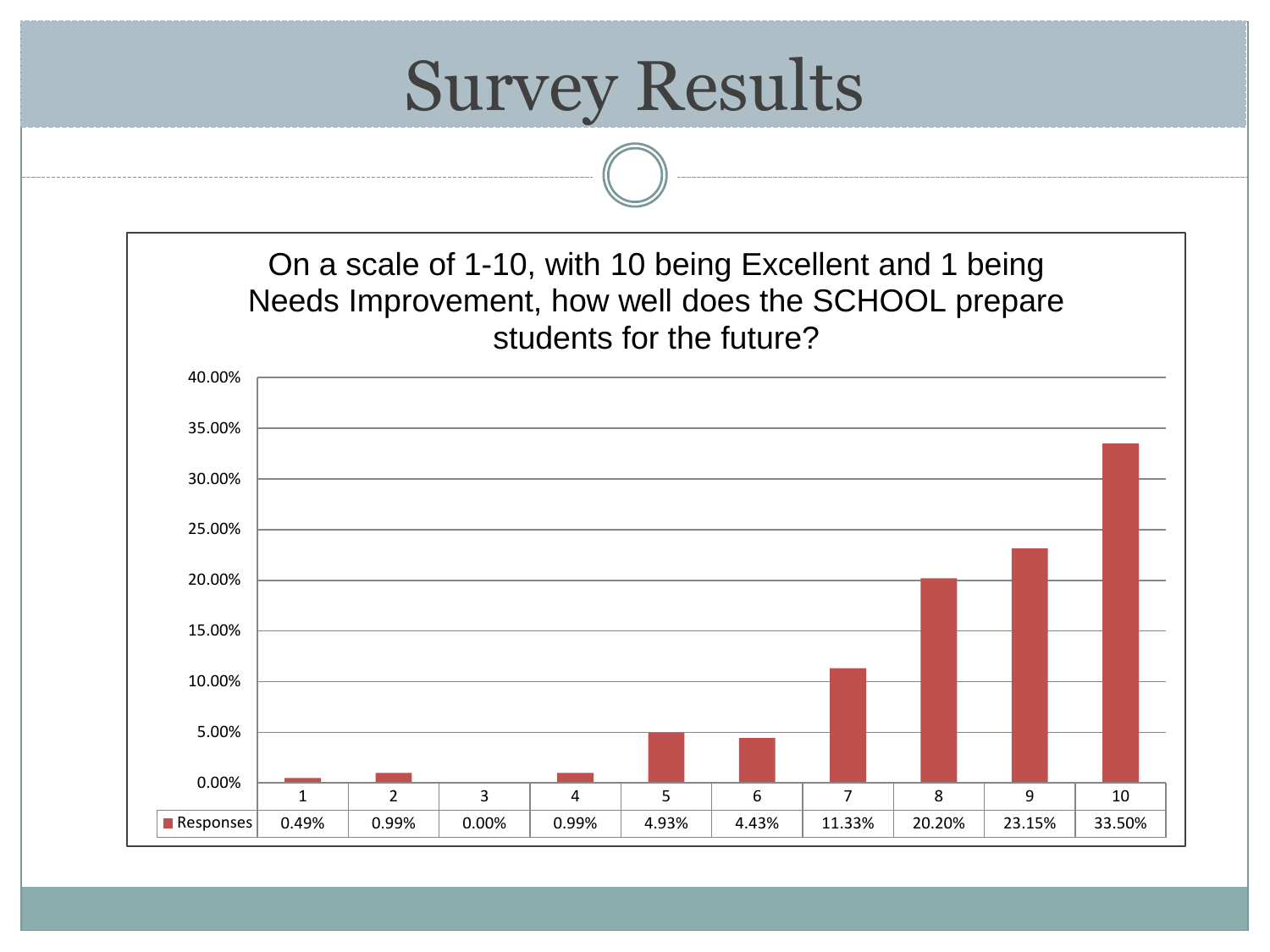# Survey Results

On a scale of 1-10, with 10 being Excellent and 1 being Needs Improvement, how well does the SCHOOL prepare students for the future?

| | 1 | 2 | 3 | 4 | 5 | 6 | 7 | 8 | 9 | 10 |
|---|---|---|---|---|---|---|---|---|---|---|
| Responses | 0.49% | 0.99% | 0.00% | 0.99% | 4.93% | 4.43% | 11.33% | 20.20% | 23.15% | 33.50% |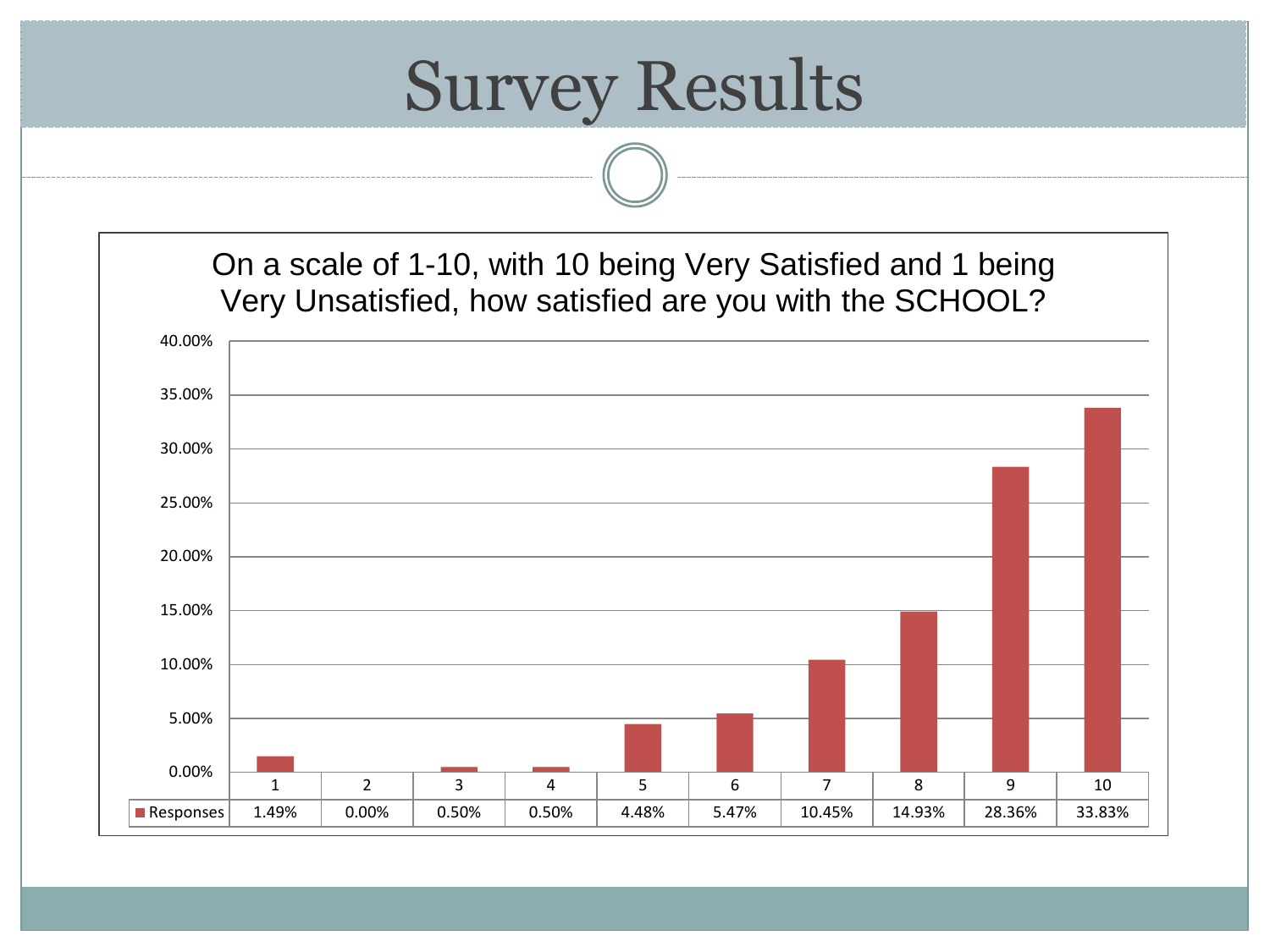# Survey Results

On a scale of 1-10, with 10 being Very Satisfied and 1 being Very Unsatisfied, how satisfied are you with the SCHOOL?

| | 1 | 2 | 3 | 4 | 5 | 6 | 7 | 8 | 9 | 10 |
|---|---|---|---|---|---|---|---|---|---|---|
| Responses | 1.49% | 0.00% | 0.50% | 0.50% | 4.48% | 5.47% | 10.45% | 14.93% | 28.36% | 33.83% |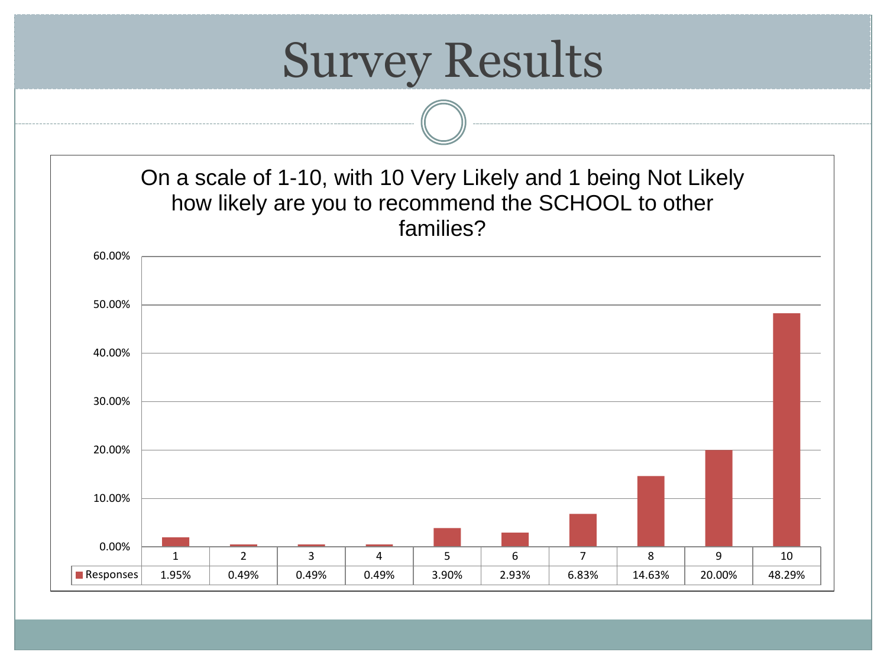# Survey Results

On a scale of 1-10, with 10 Very Likely and 1 being Not Likely how likely are you to recommend the SCHOOL to other families?

| | 1 | 2 | 3 | 4 | 5 | 6 | 7 | 8 | 9 | 10 |
|---|---|---|---|---|---|---|---|---|---|---|
| Responses | 1.95% | 0.49% | 0.49% | 0.49% | 3.90% | 2.93% | 6.83% | 14.63% | 20.00% | 48.29% |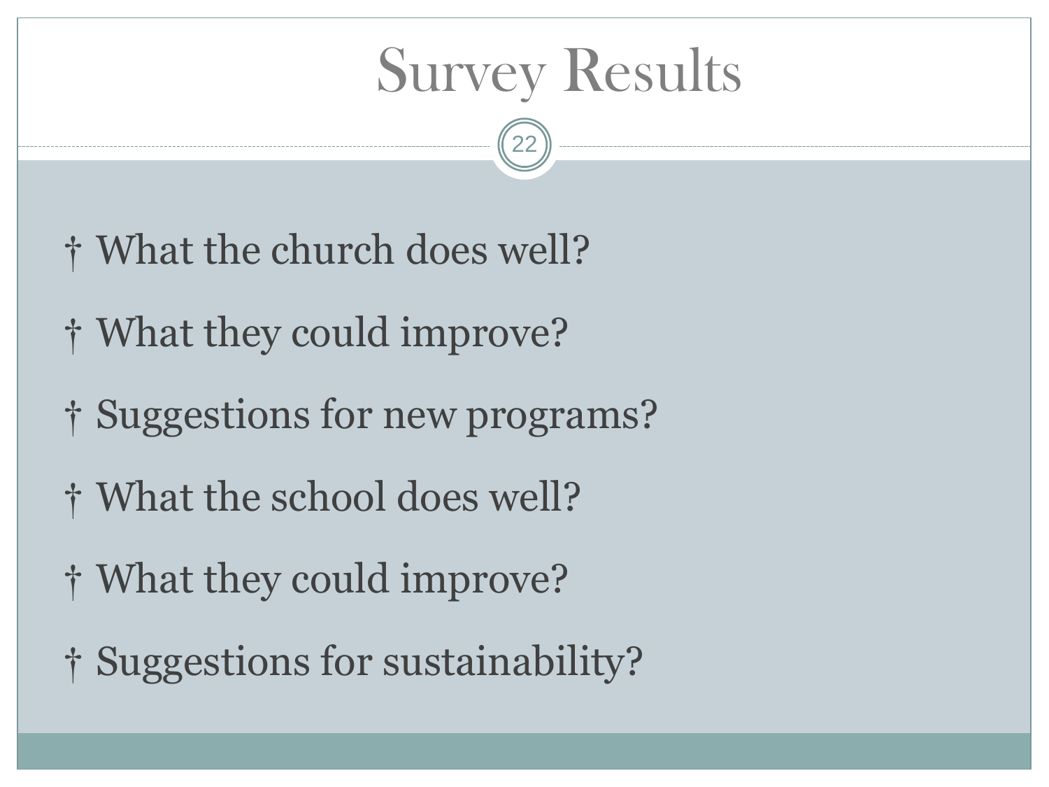# Survey Results

- † What the church does well?
- † What they could improve?
- † Suggestions for new programs?
- † What the school does well?
- † What they could improve?
- † Suggestions for sustainability?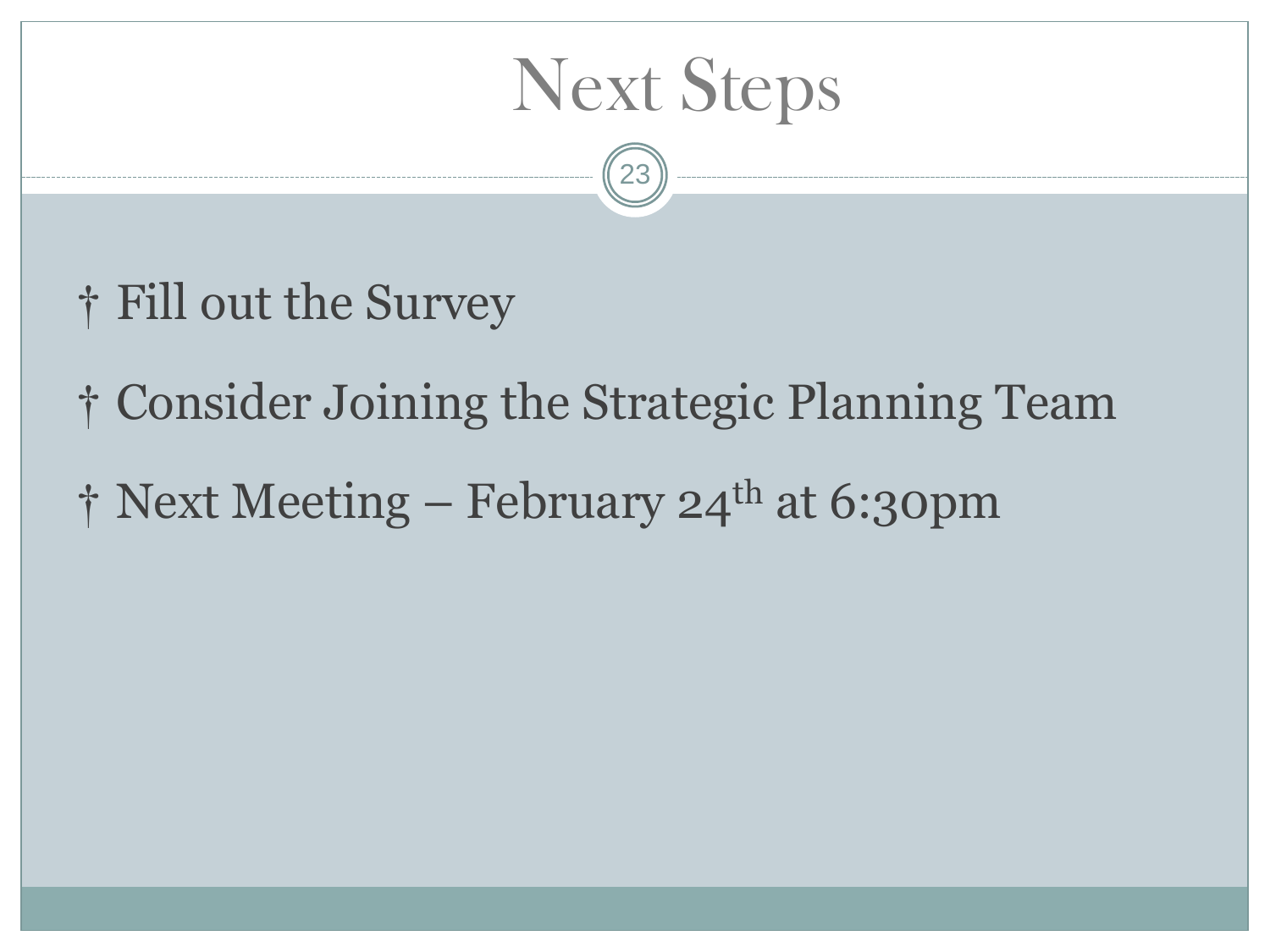# Next Steps

- Fill out the Survey
- Consider Joining the Strategic Planning Team
- Next Meeting – February 24th at 6:30pm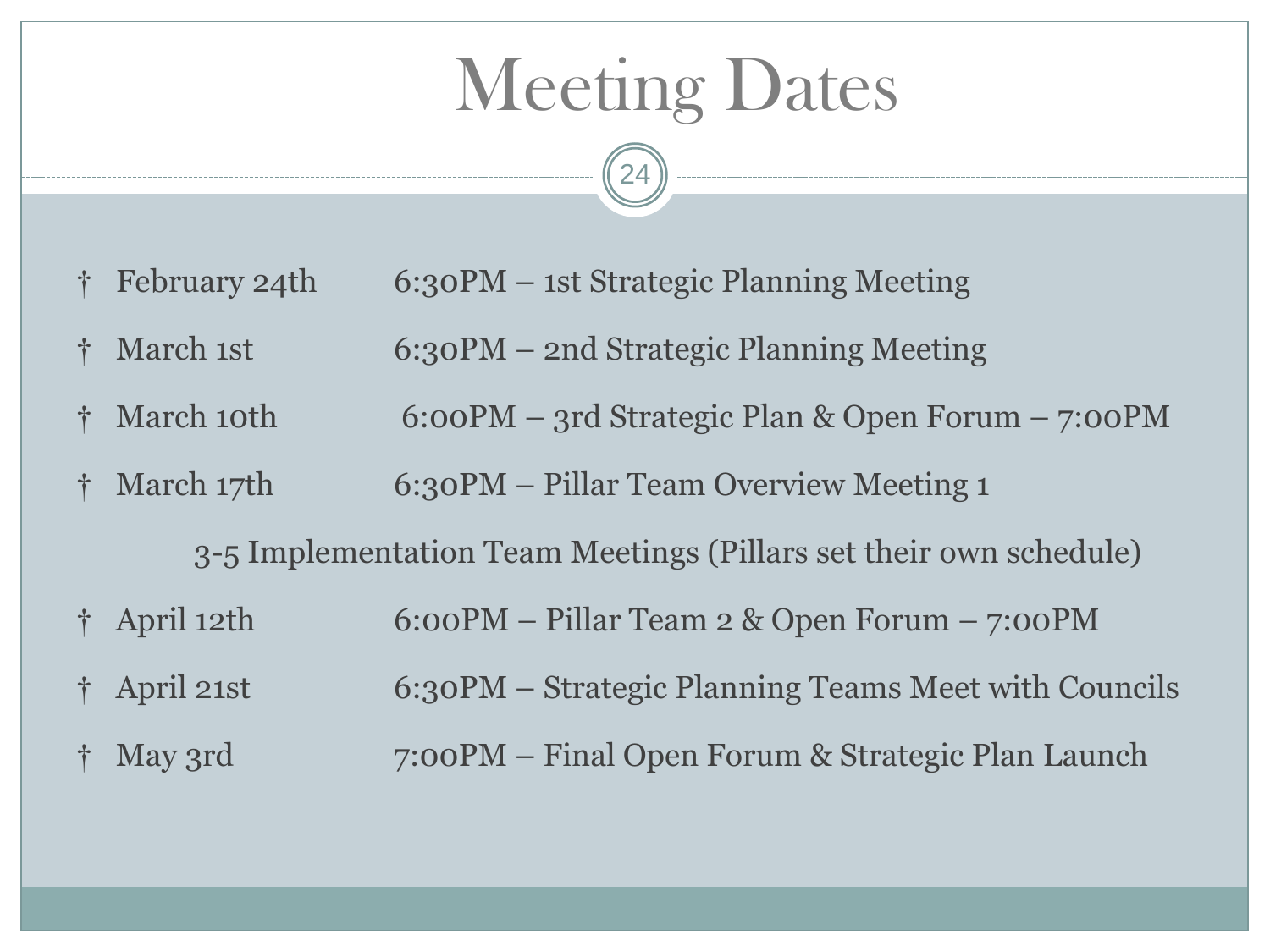# Meeting Dates

- February 24th — 6:30PM – 1st Strategic Planning Meeting
- March 1st — 6:30PM – 2nd Strategic Planning Meeting
- March 10th — 6:00PM – 3rd Strategic Plan & Open Forum – 7:00PM
- March 17th — 6:30PM – Pillar Team Overview Meeting 1

3-5 Implementation Team Meetings (Pillars set their own schedule)

- April 12th — 6:00PM – Pillar Team 2 & Open Forum – 7:00PM
- April 21st — 6:30PM – Strategic Planning Teams Meet with Councils
- May 3rd — 7:00PM – Final Open Forum & Strategic Plan Launch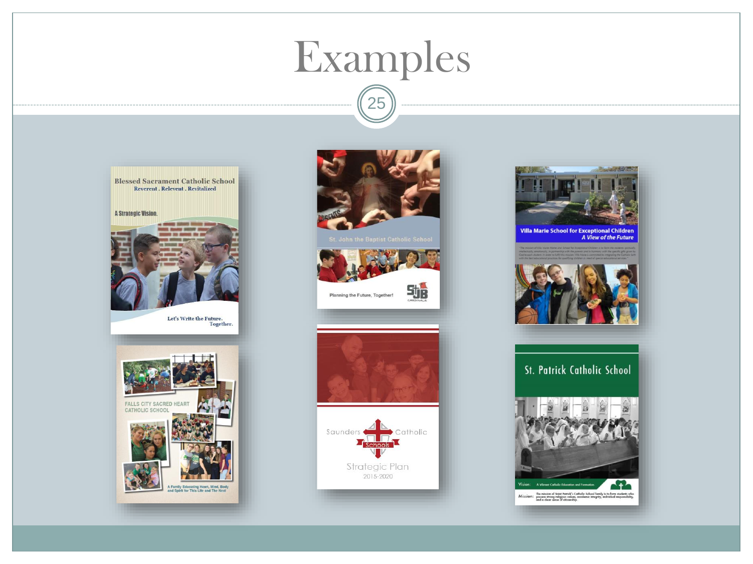# Examples

Blessed Sacrament Catholic School
Reverent . Relevent . Revitalized

A Strategic Vision.

Let's Write the Future.
Together.

St. John the Baptist Catholic School

Planning the Future, Together!

Villa Marie School for Exceptional Children
*A View of the Future*

FALLS CITY SACRED HEART
CATHOLIC SCHOOL

A Family Educating Heart, Mind, Body and Spirit for This Life and The Next

Saunders Catholic Schools

Strategic Plan
2015-2020

St. Patrick Catholic School

Vision: A Vibrant Catholic Education and Formation.

Mission: The mission of Saint Patrick's Catholic School family is to form students who possess strong religious values, academic integrity, individual responsibility, and a clear sense of citizenship.